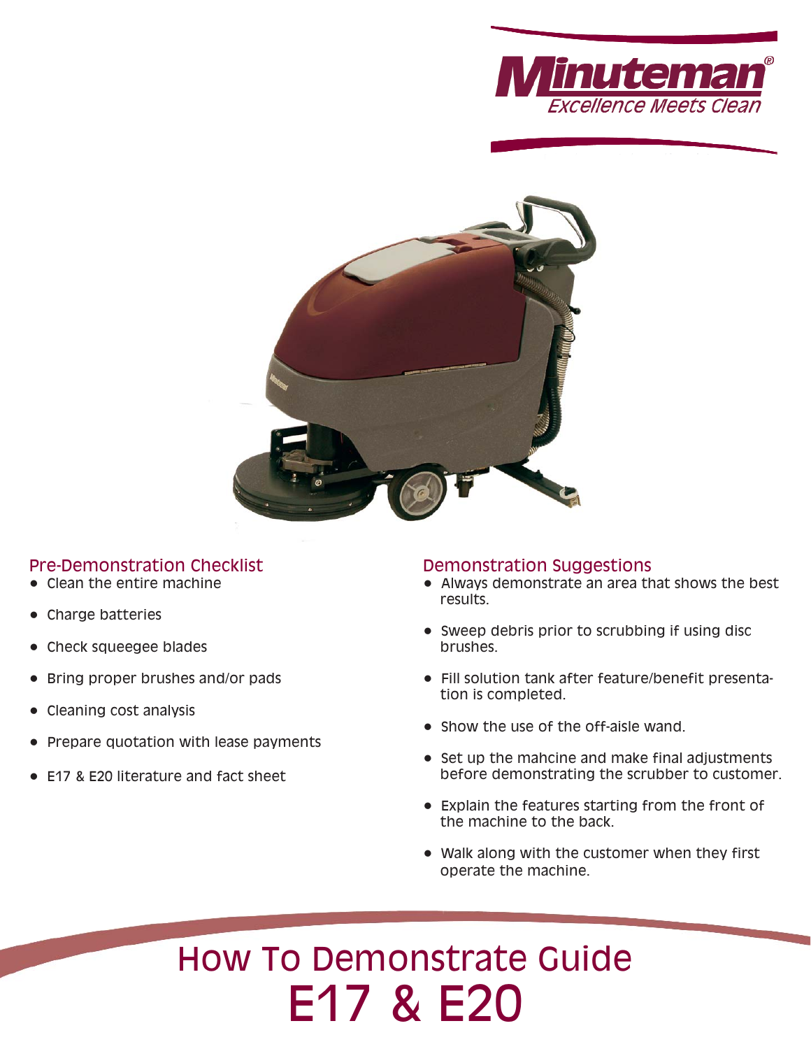Minuteman®

Excellence Meets Clean

## Pre-Demonstration Checklist

- Clean the entire machine
- Charge batteries
- Check squeegee blades
- Bring proper brushes and/or pads
- Cleaning cost analysis
- Prepare quotation with lease payments
- E17 & E20 literature and fact sheet

## Demonstration Suggestions

- Always demonstrate an area that shows the best results.
- Sweep debris prior to scrubbing if using disc brushes.
- Fill solution tank after feature/benefit presentation is completed.
- Show the use of the off-aisle wand.
- Set up the mahcine and make final adjustments before demonstrating the scrubber to customer.
- Explain the features starting from the front of the machine to the back.
- Walk along with the customer when they first operate the machine.

# How To Demonstrate Guide
# E17 & E20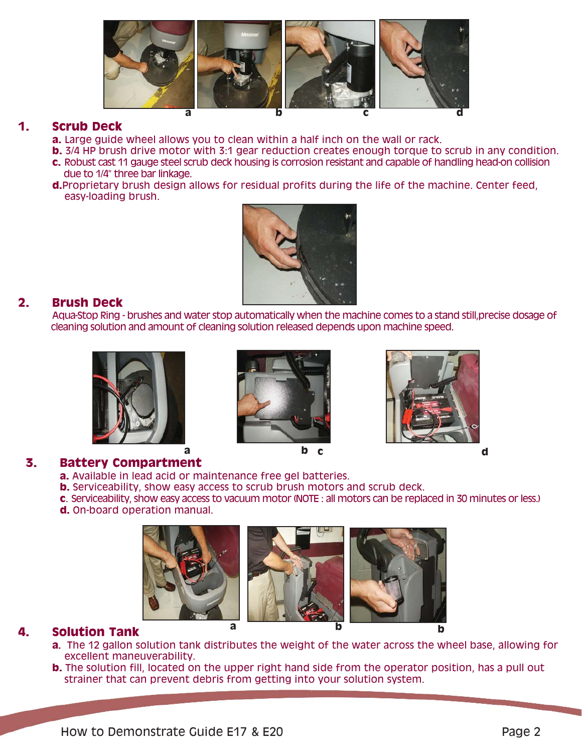a b c d

## 1. Scrub Deck

**a.** Large guide wheel allows you to clean within a half inch on the wall or rack.
**b.** 3/4 HP brush drive motor with 3:1 gear reduction creates enough torque to scrub in any condition.
**c.** Robust cast 11 gauge steel scrub deck housing is corrosion resistant and capable of handling head-on collision due to 1/4" three bar linkage.
**d.** Proprietary brush design allows for residual profits during the life of the machine. Center feed, easy-loading brush.

## 2. Brush Deck

Aqua-Stop Ring - brushes and water stop automatically when the machine comes to a stand still,precise dosage of cleaning solution and amount of cleaning solution released depends upon machine speed.

a b c d

## 3. Battery Compartment

**a.** Available in lead acid or maintenance free gel batteries.
**b.** Serviceability, show easy access to scrub brush motors and scrub deck.
**c.** Serviceability, show easy access to vacuum motor (NOTE : all motors can be replaced in 30 minutes or less.)
**d.** On-board operation manual.

a b b

## 4. Solution Tank

**a.** The 12 gallon solution tank distributes the weight of the water across the wheel base, allowing for excellent maneuverability.
**b.** The solution fill, located on the upper right hand side from the operator position, has a pull out strainer that can prevent debris from getting into your solution system.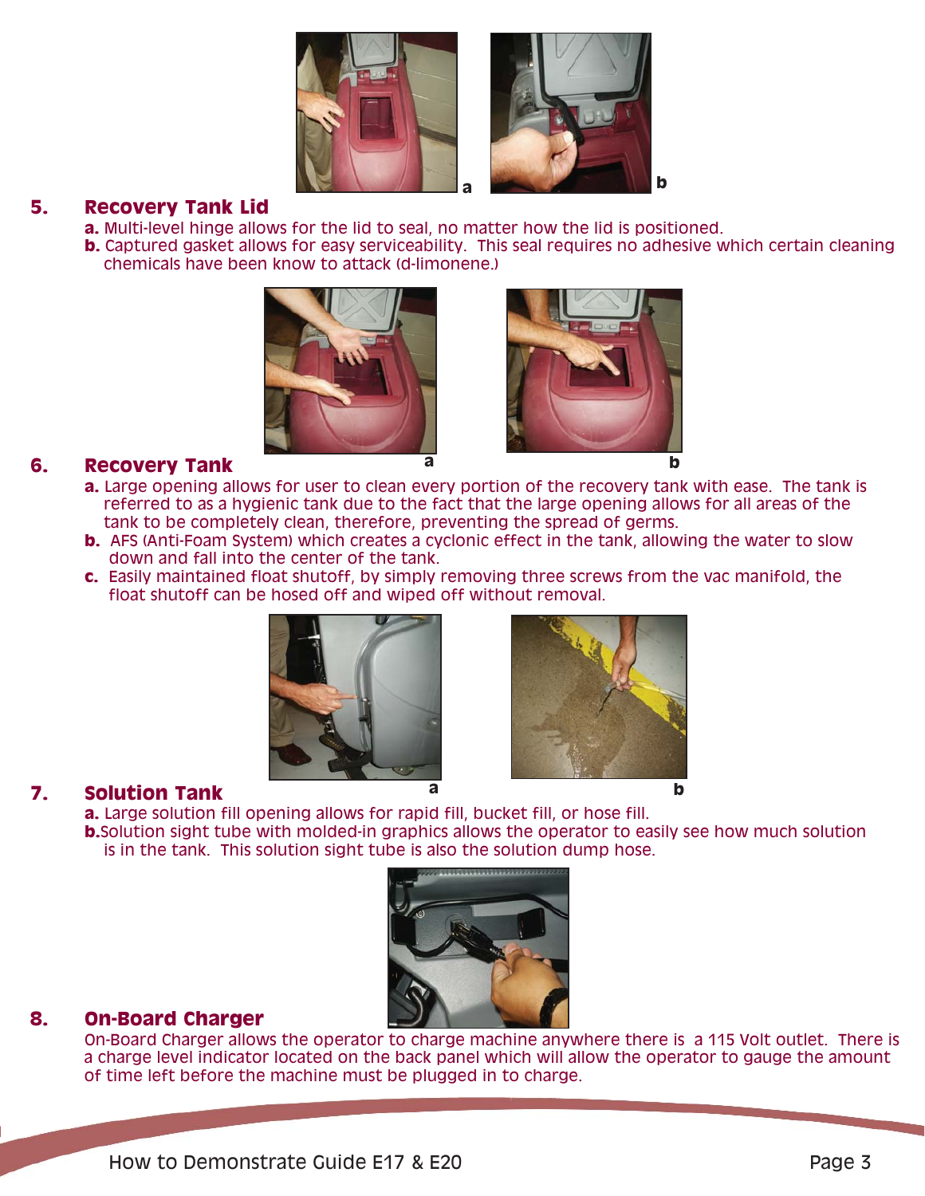## 5. Recovery Tank Lid

**a.** Multi-level hinge allows for the lid to seal, no matter how the lid is positioned.
**b.** Captured gasket allows for easy serviceability. This seal requires no adhesive which certain cleaning chemicals have been know to attack (d-limonene.)

## 6. Recovery Tank

**a.** Large opening allows for user to clean every portion of the recovery tank with ease. The tank is referred to as a hygienic tank due to the fact that the large opening allows for all areas of the tank to be completely clean, therefore, preventing the spread of germs.
**b.** AFS (Anti-Foam System) which creates a cyclonic effect in the tank, allowing the water to slow down and fall into the center of the tank.
**c.** Easily maintained float shutoff, by simply removing three screws from the vac manifold, the float shutoff can be hosed off and wiped off without removal.

## 7. Solution Tank

**a.** Large solution fill opening allows for rapid fill, bucket fill, or hose fill.
**b.** Solution sight tube with molded-in graphics allows the operator to easily see how much solution is in the tank. This solution sight tube is also the solution dump hose.

## 8. On-Board Charger

On-Board Charger allows the operator to charge machine anywhere there is a 115 Volt outlet. There is a charge level indicator located on the back panel which will allow the operator to gauge the amount of time left before the machine must be plugged in to charge.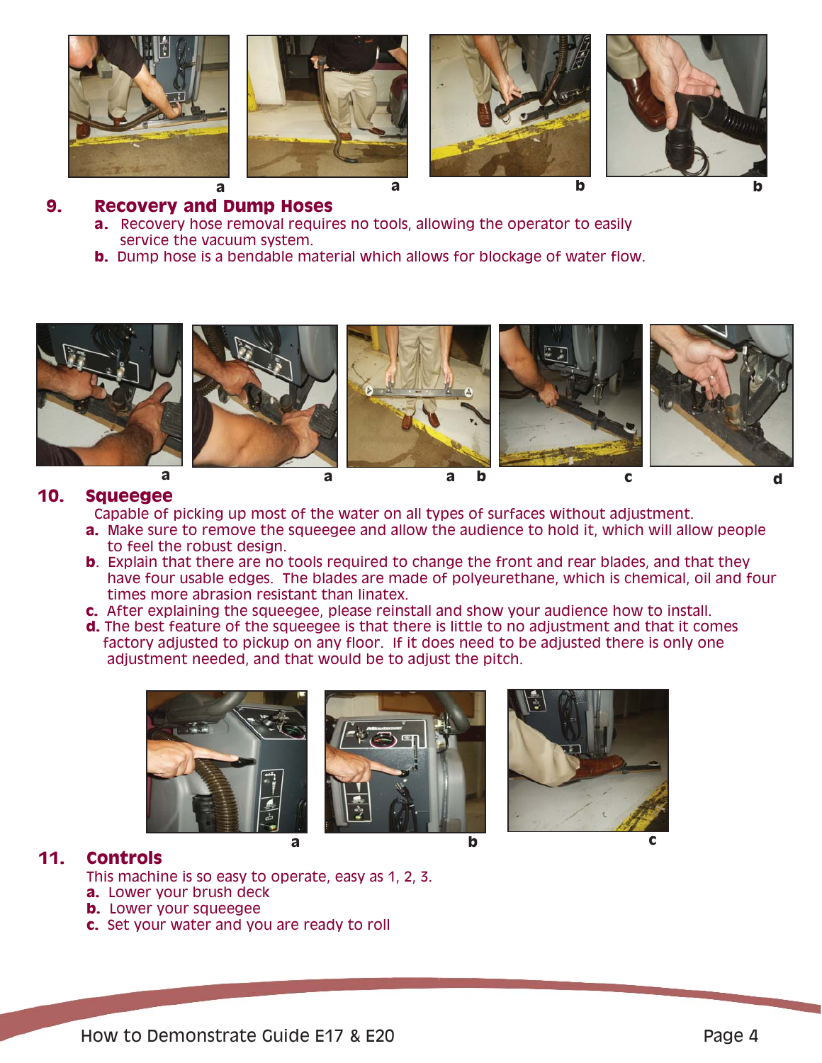a a b b

## 9. Recovery and Dump Hoses

**a.** Recovery hose removal requires no tools, allowing the operator to easily service the vacuum system.

**b.** Dump hose is a bendable material which allows for blockage of water flow.

a a a b c d

## 10. Squeegee

Capable of picking up most of the water on all types of surfaces without adjustment.

**a.** Make sure to remove the squeegee and allow the audience to hold it, which will allow people to feel the robust design.

**b**. Explain that there are no tools required to change the front and rear blades, and that they have four usable edges. The blades are made of polyeurethane, which is chemical, oil and four times more abrasion resistant than linatex.

**c.** After explaining the squeegee, please reinstall and show your audience how to install.

**d.** The best feature of the squeegee is that there is little to no adjustment and that it comes factory adjusted to pickup on any floor. If it does need to be adjusted there is only one adjustment needed, and that would be to adjust the pitch.

a b c

## 11. Controls

This machine is so easy to operate, easy as 1, 2, 3.

**a.** Lower your brush deck

**b.** Lower your squeegee

**c.** Set your water and you are ready to roll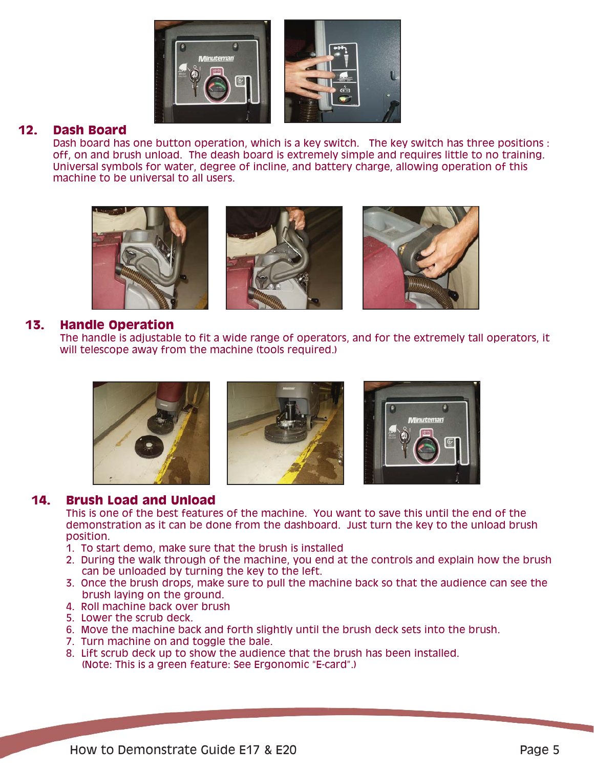## 12. Dash Board

Dash board has one button operation, which is a key switch.  The key switch has three positions : off, on and brush unload.  The deash board is extremely simple and requires little to no training. Universal symbols for water, degree of incline, and battery charge, allowing operation of this machine to be universal to all users.

## 13. Handle Operation

The handle is adjustable to fit a wide range of operators, and for the extremely tall operators, it will telescope away from the machine (tools required.)

## 14. Brush Load and Unload

This is one of the best features of the machine.  You want to save this until the end of the demonstration as it can be done from the dashboard.  Just turn the key to the unload brush position.

1. To start demo, make sure that the brush is installed
2. During the walk through of the machine, you end at the controls and explain how the brush can be unloaded by turning the key to the left.
3. Once the brush drops, make sure to pull the machine back so that the audience can see the brush laying on the ground.
4. Roll machine back over brush
5. Lower the scrub deck.
6. Move the machine back and forth slightly until the brush deck sets into the brush.
7. Turn machine on and toggle the bale.
8. Lift scrub deck up to show the audience that the brush has been installed.
   (Note: This is a green feature: See Ergonomic "E-card".)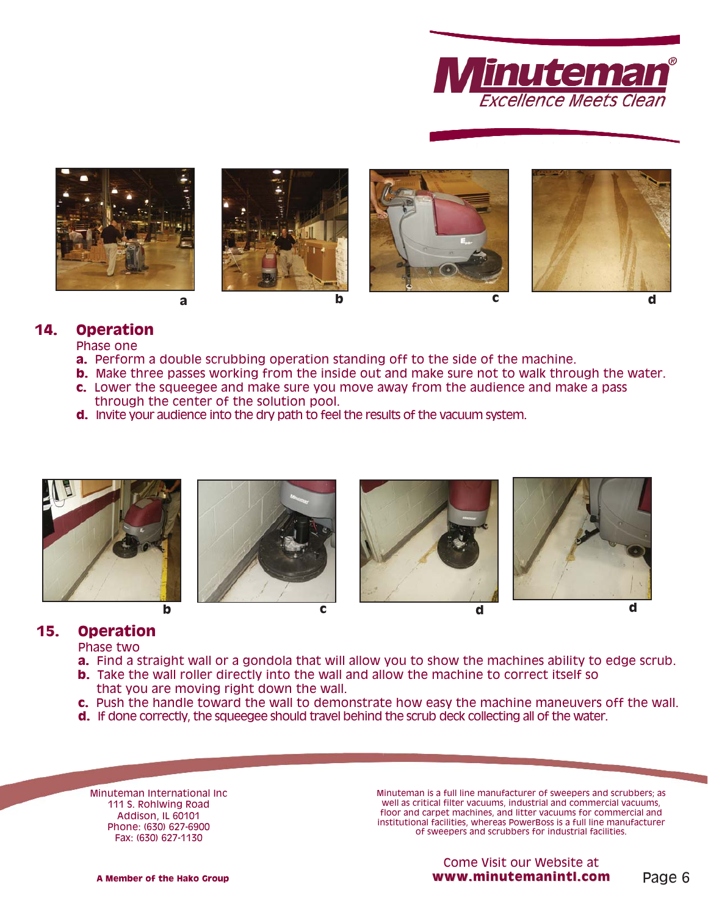Minuteman®
Excellence Meets Clean

a b c d

## 14. Operation

Phase one

**a.** Perform a double scrubbing operation standing off to the side of the machine.
**b.** Make three passes working from the inside out and make sure not to walk through the water.
**c.** Lower the squeegee and make sure you move away from the audience and make a pass through the center of the solution pool.
**d.** Invite your audience into the dry path to feel the results of the vacuum system.

b c d d

## 15. Operation

Phase two

**a.** Find a straight wall or a gondola that will allow you to show the machines ability to edge scrub.
**b.** Take the wall roller directly into the wall and allow the machine to correct itself so that you are moving right down the wall.
**c.** Push the handle toward the wall to demonstrate how easy the machine maneuvers off the wall.
**d.** If done correctly, the squeegee should travel behind the scrub deck collecting all of the water.

Minuteman International Inc
111 S. Rohlwing Road
Addison, IL 60101
Phone: (630) 627-6900
Fax: (630) 627-1130

Minuteman is a full line manufacturer of sweepers and scrubbers; as well as critical filter vacuums, industrial and commercial vacuums, floor and carpet machines, and litter vacuums for commercial and institutional facilities, whereas PowerBoss is a full line manufacturer of sweepers and scrubbers for industrial facilities.

**A Member of the Hako Group**

Come Visit our Website at
**www.minutemanintl.com**